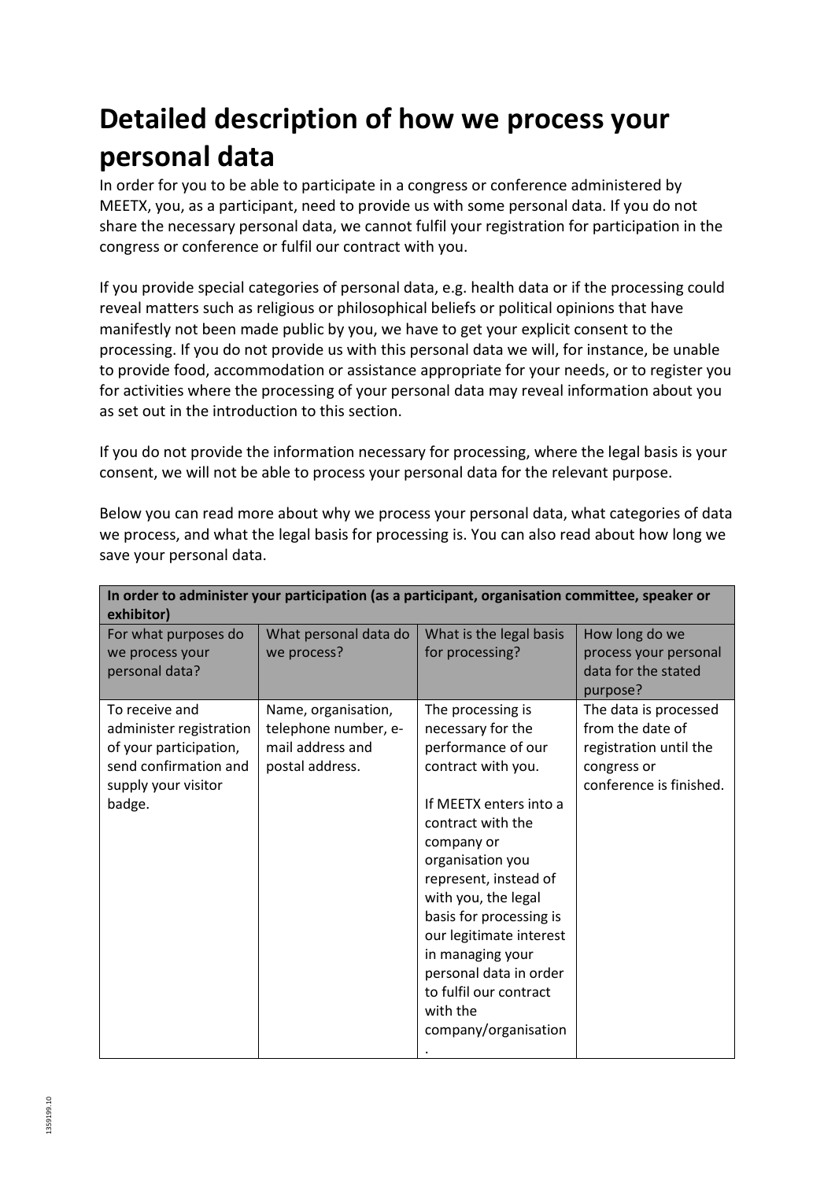# Detailed description of how we process your personal data

In order for you to be able to participate in a congress or conference administered by MEETX, you, as a participant, need to provide us with some personal data. If you do not share the necessary personal data, we cannot fulfil your registration for participation in the congress or conference or fulfil our contract with you.

If you provide special categories of personal data, e.g. health data or if the processing could reveal matters such as religious or philosophical beliefs or political opinions that have manifestly not been made public by you, we have to get your explicit consent to the processing. If you do not provide us with this personal data we will, for instance, be unable to provide food, accommodation or assistance appropriate for your needs, or to register you for activities where the processing of your personal data may reveal information about you as set out in the introduction to this section.

If you do not provide the information necessary for processing, where the legal basis is your consent, we will not be able to process your personal data for the relevant purpose.

Below you can read more about why we process your personal data, what categories of data we process, and what the legal basis for processing is. You can also read about how long we save your personal data.

| **In order to administer your participation (as a participant, organisation committee, speaker or exhibitor)** | | | |
|---|---|---|---|
| For what purposes do we process your personal data? | What personal data do we process? | What is the legal basis for processing? | How long do we process your personal data for the stated purpose? |
| To receive and administer registration of your participation, send confirmation and supply your visitor badge. | Name, organisation, telephone number, e-mail address and postal address. | The processing is necessary for the performance of our contract with you.<br><br>If MEETX enters into a contract with the company or organisation you represent, instead of with you, the legal basis for processing is our legitimate interest in managing your personal data in order to fulfil our contract with the company/organisation. | The data is processed from the date of registration until the congress or conference is finished. |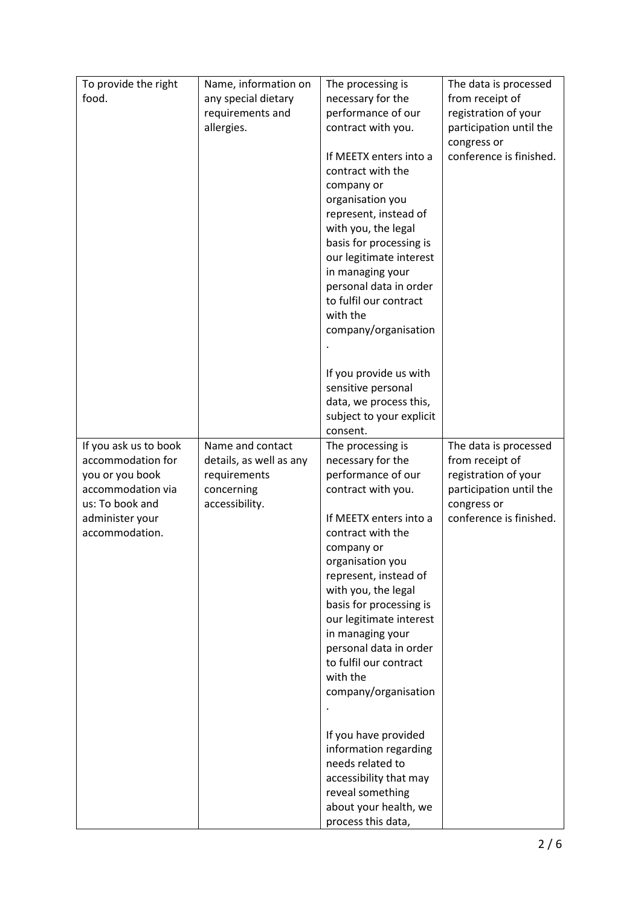| To provide the right food. | Name, information on any special dietary requirements and allergies. | The processing is necessary for the performance of our contract with you.<br><br>If MEETX enters into a contract with the company or organisation you represent, instead of with you, the legal basis for processing is our legitimate interest in managing your personal data in order to fulfil our contract with the company/organisation.<br><br>If you provide us with sensitive personal data, we process this, subject to your explicit consent. | The data is processed from receipt of registration of your participation until the congress or conference is finished. |
|---|---|---|---|
| If you ask us to book accommodation for you or you book accommodation via us: To book and administer your accommodation. | Name and contact details, as well as any requirements concerning accessibility. | The processing is necessary for the performance of our contract with you.<br><br>If MEETX enters into a contract with the company or organisation you represent, instead of with you, the legal basis for processing is our legitimate interest in managing your personal data in order to fulfil our contract with the company/organisation.<br><br>If you have provided information regarding needs related to accessibility that may reveal something about your health, we process this data, | The data is processed from receipt of registration of your participation until the congress or conference is finished. |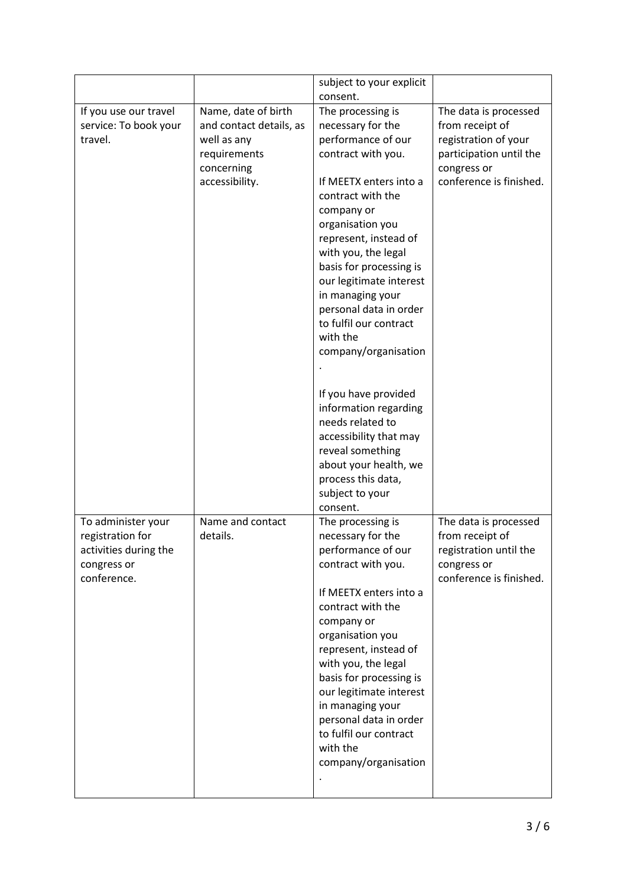| | | | |
|---|---|---|---|
| | | subject to your explicit consent. | |
| If you use our travel service: To book your travel. | Name, date of birth and contact details, as well as any requirements concerning accessibility. | The processing is necessary for the performance of our contract with you.<br><br>If MEETX enters into a contract with the company or organisation you represent, instead of with you, the legal basis for processing is our legitimate interest in managing your personal data in order to fulfil our contract with the company/organisation.<br><br>If you have provided information regarding needs related to accessibility that may reveal something about your health, we process this data, subject to your consent. | The data is processed from receipt of registration of your participation until the congress or conference is finished. |
| To administer your registration for activities during the congress or conference. | Name and contact details. | The processing is necessary for the performance of our contract with you.<br><br>If MEETX enters into a contract with the company or organisation you represent, instead of with you, the legal basis for processing is our legitimate interest in managing your personal data in order to fulfil our contract with the company/organisation. | The data is processed from receipt of registration until the congress or conference is finished. |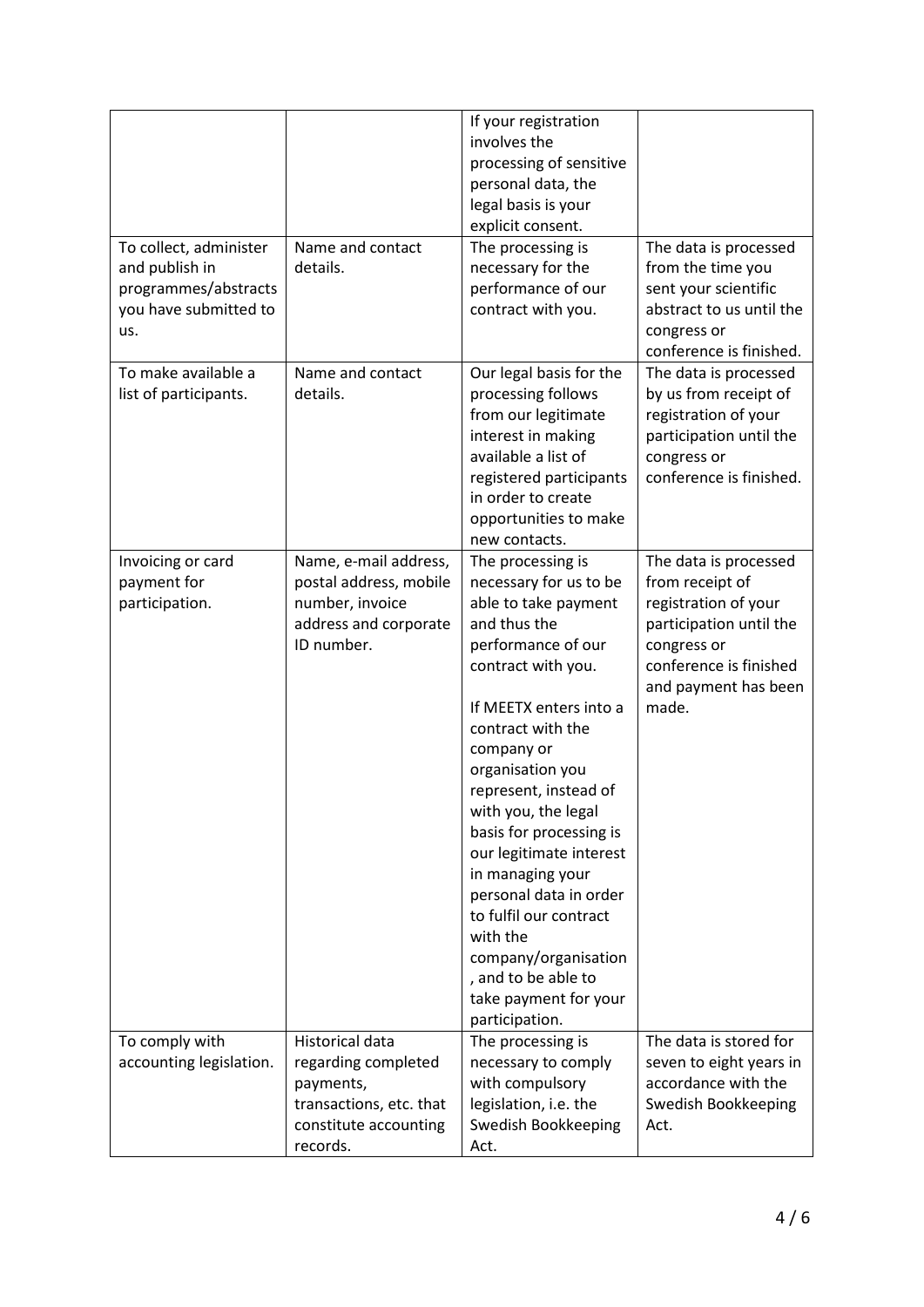| | | | |
|---|---|---|---|
| | | If your registration involves the processing of sensitive personal data, the legal basis is your explicit consent. | |
| To collect, administer and publish in programmes/abstracts you have submitted to us. | Name and contact details. | The processing is necessary for the performance of our contract with you. | The data is processed from the time you sent your scientific abstract to us until the congress or conference is finished. |
| To make available a list of participants. | Name and contact details. | Our legal basis for the processing follows from our legitimate interest in making available a list of registered participants in order to create opportunities to make new contacts. | The data is processed by us from receipt of registration of your participation until the congress or conference is finished. |
| Invoicing or card payment for participation. | Name, e-mail address, postal address, mobile number, invoice address and corporate ID number. | The processing is necessary for us to be able to take payment and thus the performance of our contract with you.<br><br>If MEETX enters into a contract with the company or organisation you represent, instead of with you, the legal basis for processing is our legitimate interest in managing your personal data in order to fulfil our contract with the company/organisation, and to be able to take payment for your participation. | The data is processed from receipt of registration of your participation until the congress or conference is finished and payment has been made. |
| To comply with accounting legislation. | Historical data regarding completed payments, transactions, etc. that constitute accounting records. | The processing is necessary to comply with compulsory legislation, i.e. the Swedish Bookkeeping Act. | The data is stored for seven to eight years in accordance with the Swedish Bookkeeping Act. |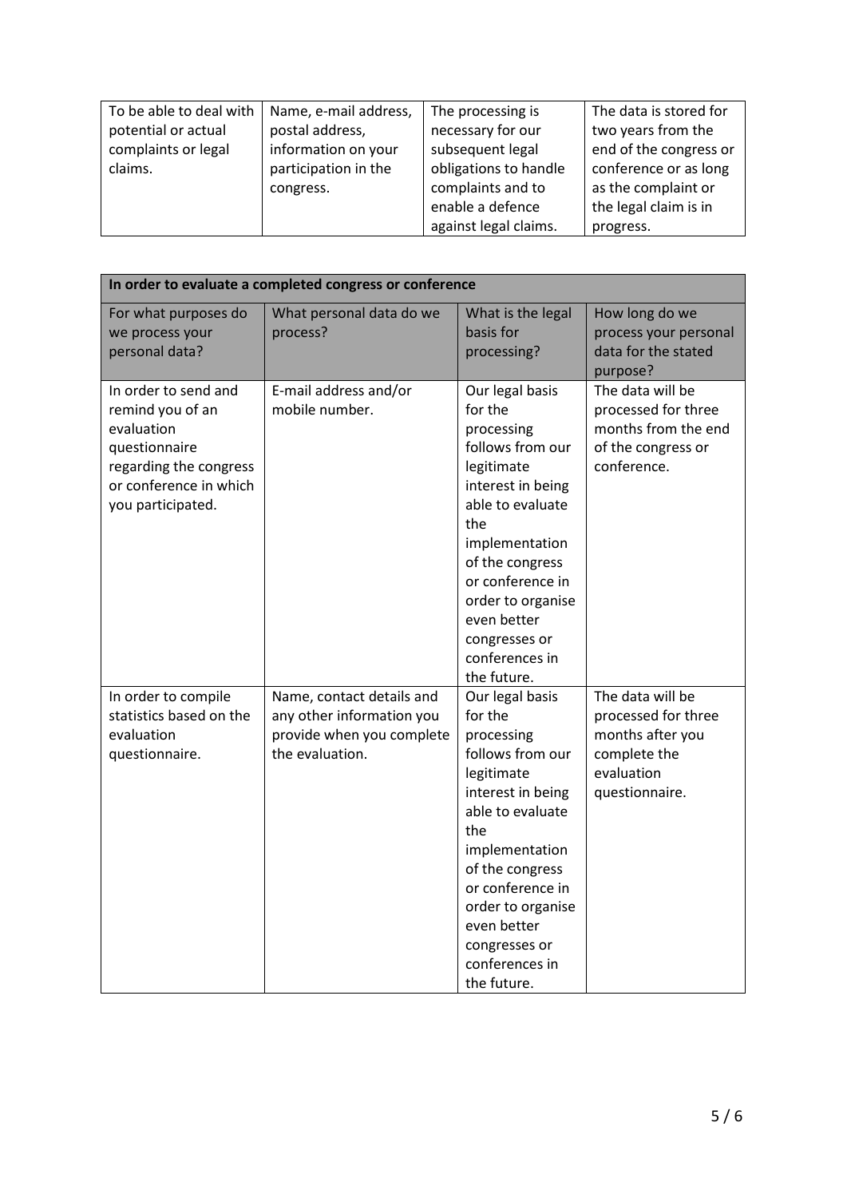| | | | |
|---|---|---|---|
| To be able to deal with potential or actual complaints or legal claims. | Name, e-mail address, postal address, information on your participation in the congress. | The processing is necessary for our subsequent legal obligations to handle complaints and to enable a defence against legal claims. | The data is stored for two years from the end of the congress or conference or as long as the complaint or the legal claim is in progress. |

| In order to evaluate a completed congress or conference | | | |
|---|---|---|---|
| For what purposes do we process your personal data? | What personal data do we process? | What is the legal basis for processing? | How long do we process your personal data for the stated purpose? |
| In order to send and remind you of an evaluation questionnaire regarding the congress or conference in which you participated. | E-mail address and/or mobile number. | Our legal basis for the processing follows from our legitimate interest in being able to evaluate the implementation of the congress or conference in order to organise even better congresses or conferences in the future. | The data will be processed for three months from the end of the congress or conference. |
| In order to compile statistics based on the evaluation questionnaire. | Name, contact details and any other information you provide when you complete the evaluation. | Our legal basis for the processing follows from our legitimate interest in being able to evaluate the implementation of the congress or conference in order to organise even better congresses or conferences in the future. | The data will be processed for three months after you complete the evaluation questionnaire. |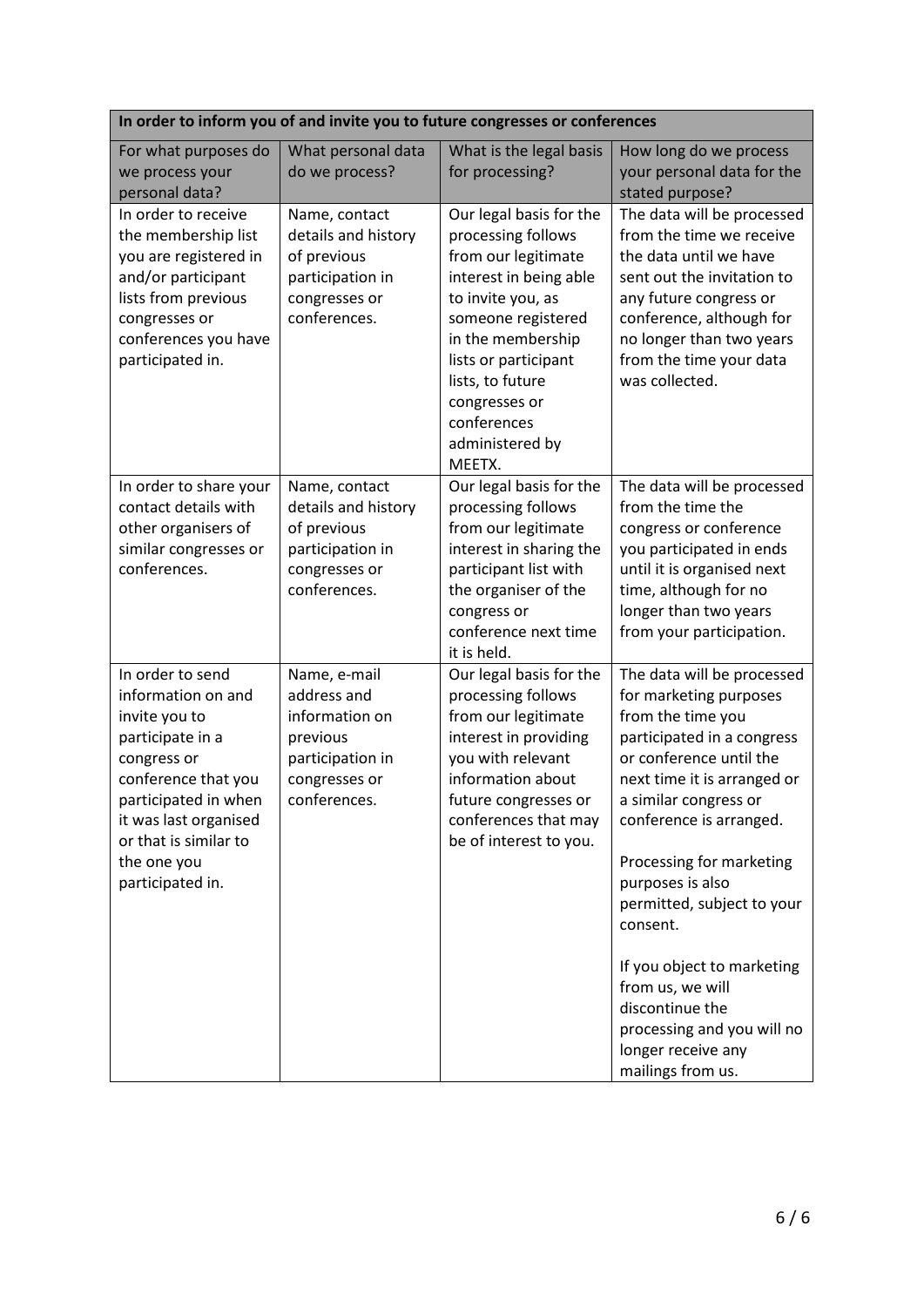| In order to inform you of and invite you to future congresses or conferences | | | |
|---|---|---|---|
| For what purposes do we process your personal data? | What personal data do we process? | What is the legal basis for processing? | How long do we process your personal data for the stated purpose? |
| In order to receive the membership list you are registered in and/or participant lists from previous congresses or conferences you have participated in. | Name, contact details and history of previous participation in congresses or conferences. | Our legal basis for the processing follows from our legitimate interest in being able to invite you, as someone registered in the membership lists or participant lists, to future congresses or conferences administered by MEETX. | The data will be processed from the time we receive the data until we have sent out the invitation to any future congress or conference, although for no longer than two years from the time your data was collected. |
| In order to share your contact details with other organisers of similar congresses or conferences. | Name, contact details and history of previous participation in congresses or conferences. | Our legal basis for the processing follows from our legitimate interest in sharing the participant list with the organiser of the congress or conference next time it is held. | The data will be processed from the time the congress or conference you participated in ends until it is organised next time, although for no longer than two years from your participation. |
| In order to send information on and invite you to participate in a congress or conference that you participated in when it was last organised or that is similar to the one you participated in. | Name, e-mail address and information on previous participation in congresses or conferences. | Our legal basis for the processing follows from our legitimate interest in providing you with relevant information about future congresses or conferences that may be of interest to you. | The data will be processed for marketing purposes from the time you participated in a congress or conference until the next time it is arranged or a similar congress or conference is arranged.<br><br>Processing for marketing purposes is also permitted, subject to your consent.<br><br>If you object to marketing from us, we will discontinue the processing and you will no longer receive any mailings from us. |